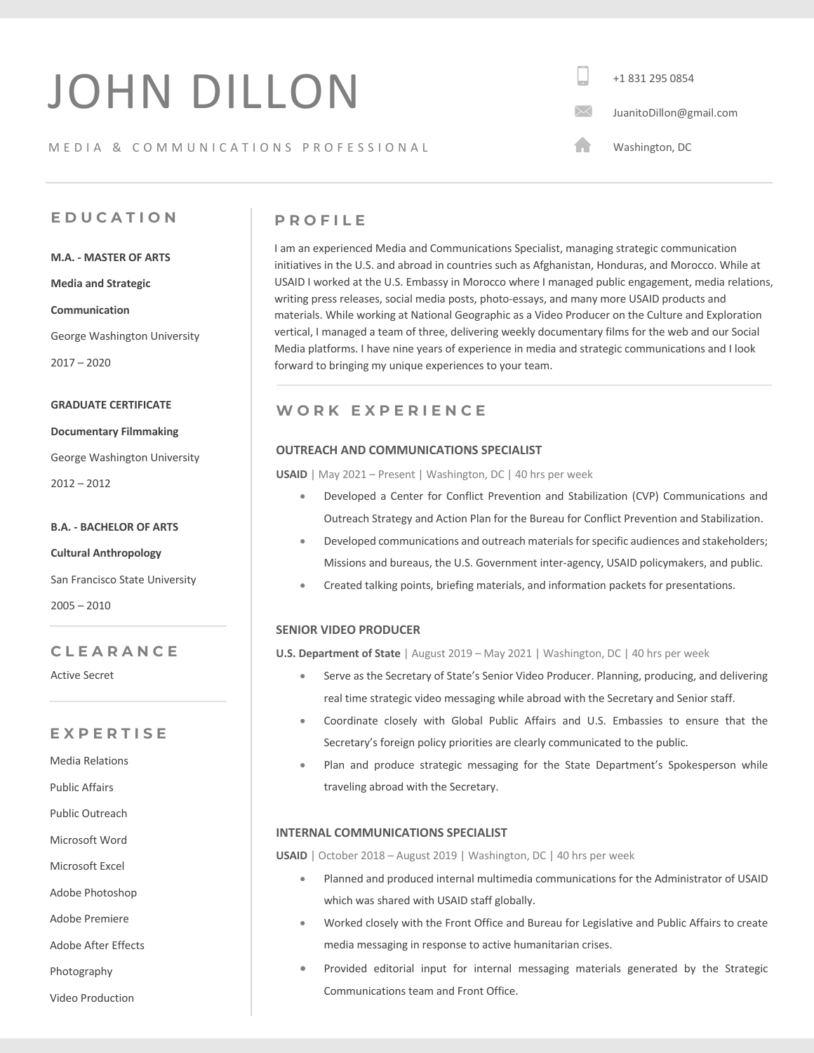# JOHN DILLON

MEDIA & COMMUNICATIONS PROFESSIONAL

+1 831 295 0854

JuanitoDillon@gmail.com

Washington, DC

## EDUCATION

**M.A. - MASTER OF ARTS**

**Media and Strategic Communication**

George Washington University

2017 – 2020

**GRADUATE CERTIFICATE**

**Documentary Filmmaking**

George Washington University

2012 – 2012

**B.A. - BACHELOR OF ARTS**

**Cultural Anthropology**

San Francisco State University

2005 – 2010

## CLEARANCE

Active Secret

## EXPERTISE

Media Relations

Public Affairs

Public Outreach

Microsoft Word

Microsoft Excel

Adobe Photoshop

Adobe Premiere

Adobe After Effects

Photography

Video Production

## PROFILE

I am an experienced Media and Communications Specialist, managing strategic communication initiatives in the U.S. and abroad in countries such as Afghanistan, Honduras, and Morocco. While at USAID I worked at the U.S. Embassy in Morocco where I managed public engagement, media relations, writing press releases, social media posts, photo-essays, and many more USAID products and materials. While working at National Geographic as a Video Producer on the Culture and Exploration vertical, I managed a team of three, delivering weekly documentary films for the web and our Social Media platforms. I have nine years of experience in media and strategic communications and I look forward to bringing my unique experiences to your team.

## WORK EXPERIENCE

### OUTREACH AND COMMUNICATIONS SPECIALIST

**USAID** | May 2021 – Present | Washington, DC | 40 hrs per week

- Developed a Center for Conflict Prevention and Stabilization (CVP) Communications and Outreach Strategy and Action Plan for the Bureau for Conflict Prevention and Stabilization.
- Developed communications and outreach materials for specific audiences and stakeholders; Missions and bureaus, the U.S. Government inter-agency, USAID policymakers, and public.
- Created talking points, briefing materials, and information packets for presentations.

### SENIOR VIDEO PRODUCER

**U.S. Department of State** | August 2019 – May 2021 | Washington, DC | 40 hrs per week

- Serve as the Secretary of State's Senior Video Producer. Planning, producing, and delivering real time strategic video messaging while abroad with the Secretary and Senior staff.
- Coordinate closely with Global Public Affairs and U.S. Embassies to ensure that the Secretary's foreign policy priorities are clearly communicated to the public.
- Plan and produce strategic messaging for the State Department's Spokesperson while traveling abroad with the Secretary.

### INTERNAL COMMUNICATIONS SPECIALIST

**USAID** | October 2018 – August 2019 | Washington, DC | 40 hrs per week

- Planned and produced internal multimedia communications for the Administrator of USAID which was shared with USAID staff globally.
- Worked closely with the Front Office and Bureau for Legislative and Public Affairs to create media messaging in response to active humanitarian crises.
- Provided editorial input for internal messaging materials generated by the Strategic Communications team and Front Office.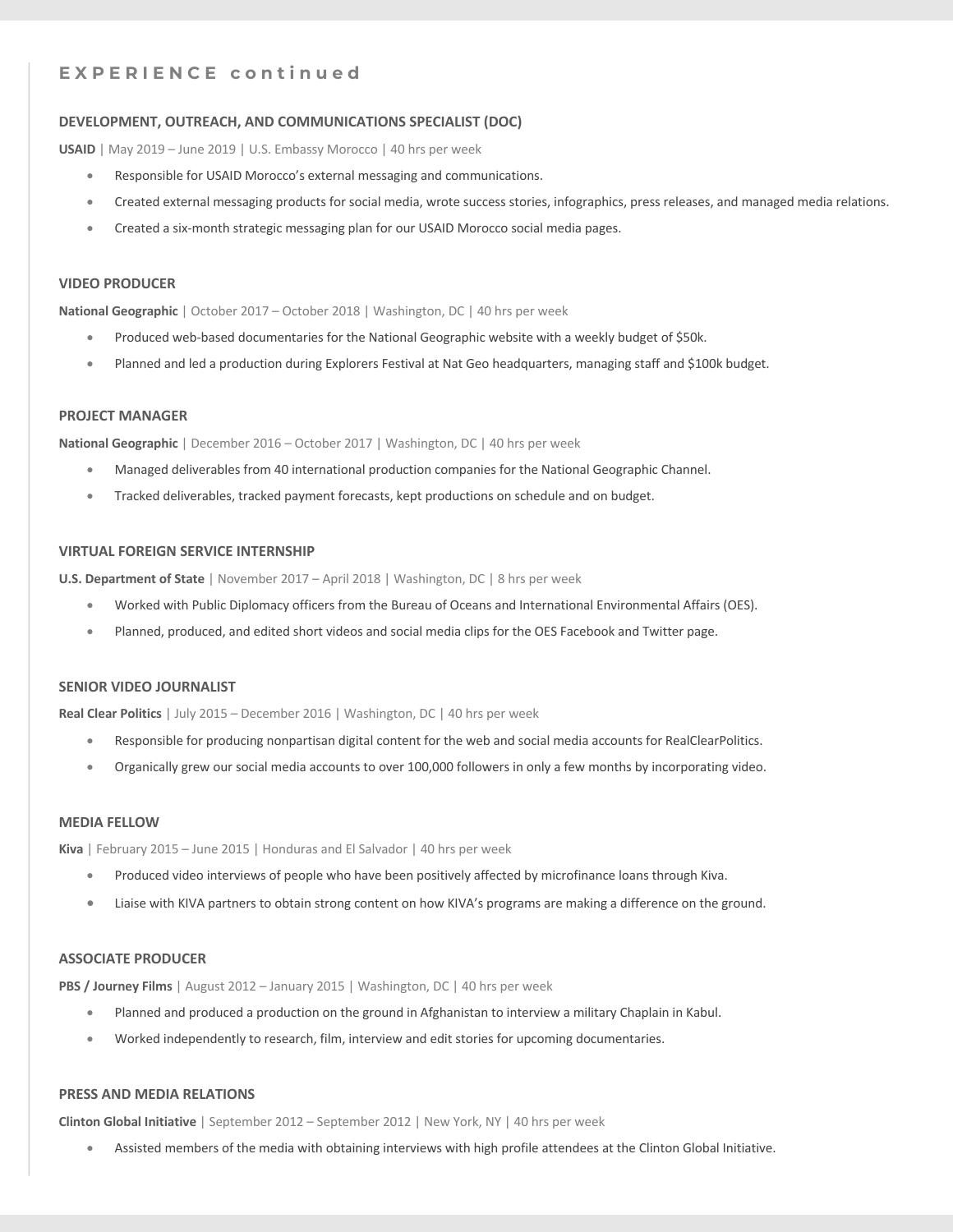## EXPERIENCE continued

### DEVELOPMENT, OUTREACH, AND COMMUNICATIONS SPECIALIST (DOC)

**USAID** | May 2019 – June 2019 | U.S. Embassy Morocco | 40 hrs per week

- Responsible for USAID Morocco's external messaging and communications.
- Created external messaging products for social media, wrote success stories, infographics, press releases, and managed media relations.
- Created a six-month strategic messaging plan for our USAID Morocco social media pages.

### VIDEO PRODUCER

**National Geographic** | October 2017 – October 2018 | Washington, DC | 40 hrs per week

- Produced web-based documentaries for the National Geographic website with a weekly budget of $50k.
- Planned and led a production during Explorers Festival at Nat Geo headquarters, managing staff and $100k budget.

### PROJECT MANAGER

**National Geographic** | December 2016 – October 2017 | Washington, DC | 40 hrs per week

- Managed deliverables from 40 international production companies for the National Geographic Channel.
- Tracked deliverables, tracked payment forecasts, kept productions on schedule and on budget.

### VIRTUAL FOREIGN SERVICE INTERNSHIP

**U.S. Department of State** | November 2017 – April 2018 | Washington, DC | 8 hrs per week

- Worked with Public Diplomacy officers from the Bureau of Oceans and International Environmental Affairs (OES).
- Planned, produced, and edited short videos and social media clips for the OES Facebook and Twitter page.

### SENIOR VIDEO JOURNALIST

**Real Clear Politics** | July 2015 – December 2016 | Washington, DC | 40 hrs per week

- Responsible for producing nonpartisan digital content for the web and social media accounts for RealClearPolitics.
- Organically grew our social media accounts to over 100,000 followers in only a few months by incorporating video.

### MEDIA FELLOW

**Kiva** | February 2015 – June 2015 | Honduras and El Salvador | 40 hrs per week

- Produced video interviews of people who have been positively affected by microfinance loans through Kiva.
- Liaise with KIVA partners to obtain strong content on how KIVA's programs are making a difference on the ground.

### ASSOCIATE PRODUCER

**PBS / Journey Films** | August 2012 – January 2015 | Washington, DC | 40 hrs per week

- Planned and produced a production on the ground in Afghanistan to interview a military Chaplain in Kabul.
- Worked independently to research, film, interview and edit stories for upcoming documentaries.

### PRESS AND MEDIA RELATIONS

**Clinton Global Initiative** | September 2012 – September 2012 | New York, NY | 40 hrs per week

- Assisted members of the media with obtaining interviews with high profile attendees at the Clinton Global Initiative.